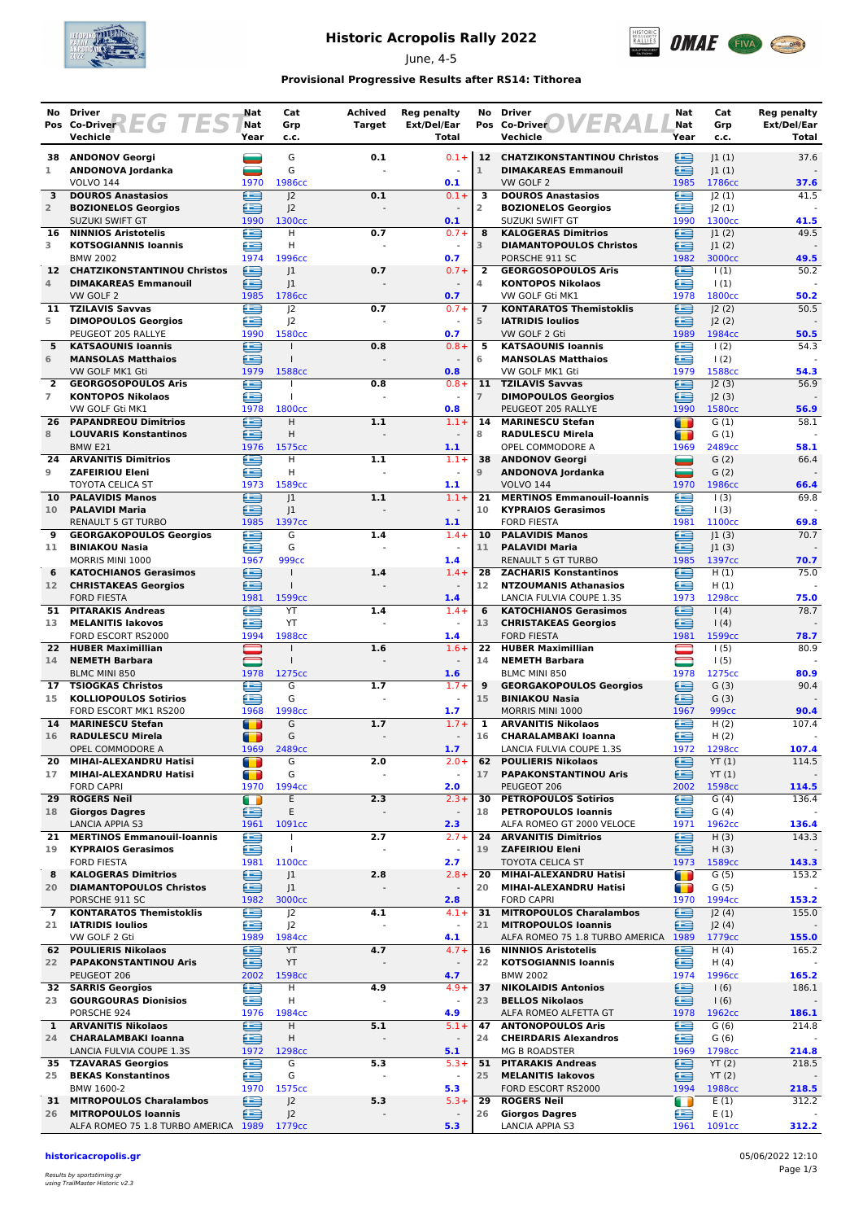# Historic Acropolis Rally 2022

June, 4-5

**Provisional Progressive Results after RS14: Tithorea**

## REG TEST

| No | Pos | Driver | Co-Driver | Vehicle | Nat | Nat | Year | Cat | Grp | c.c. | Achived Target | Reg penalty Ext/Del/Ear | Total |
|---|---|---|---|---|---|---|---|---|---|---|---|---|---|
| 38 | 1 | ANDONOV Georgi | ANDONOVA Jordanka | VOLVO 144 | | | 1970 | G | G | 1986cc | 0.1 | 0.1+ - | 0.1 |
| 3 | 2 | DOUROS Anastasios | BOZIONELOS Georgios | SUZUKI SWIFT GT | | | 1990 | J2 | J2 | 1300cc | 0.1 | 0.1+ - | 0.1 |
| 16 | 3 | NINNIOS Aristotelis | KOTSOGIANNIS Ioannis | BMW 2002 | | | 1974 | H | H | 1996cc | 0.7 | 0.7+ - | 0.7 |
| 12 | 4 | CHATZIKONSTANTINOU Christos | DIMAKAREAS Emmanouil | VW GOLF 2 | | | 1985 | J1 | J1 | 1786cc | 0.7 | 0.7+ - | 0.7 |
| 11 | 5 | TZILAVIS Savvas | DIMOPOULOS Georgios | PEUGEOT 205 RALLYE | | | 1990 | J2 | J2 | 1580cc | 0.7 | 0.7+ - | 0.7 |
| 5 | 6 | KATSAOUNIS Ioannis | MANSOLAS Matthaios | VW GOLF MK1 Gti | | | 1979 | I | I | 1588cc | 0.8 | 0.8+ - | 0.8 |
| 2 | 7 | GEORGOSOPOULOS Aris | KONTOPOS Nikolaos | VW GOLF Gti MK1 | | | 1978 | I | I | 1800cc | 0.8 | 0.8+ - | 0.8 |
| 26 | 8 | PAPANDREOU Dimitrios | LOUVARIS Konstantinos | BMW E21 | | | 1976 | H | H | 1575cc | 1.1 | 1.1+ - | 1.1 |
| 24 | 9 | ARVANITIS Dimitrios | ZAFEIRIOU Eleni | TOYOTA CELICA ST | | | 1973 | H | H | 1589cc | 1.1 | 1.1+ - | 1.1 |
| 10 | 10 | PALAVIDIS Manos | PALAVIDI Maria | RENAULT 5 GT TURBO | | | 1985 | J1 | J1 | 1397cc | 1.1 | 1.1+ - | 1.1 |
| 9 | 11 | GEORGAKOPOULOS Georgios | BINIAKOU Nasia | MORRIS MINI 1000 | | | 1967 | G | G | 999cc | 1.4 | 1.4+ - | 1.4 |
| 6 | 12 | KATOCHIANOS Gerasimos | CHRISTAKEAS Georgios | FORD FIESTA | | | 1981 | I | I | 1599cc | 1.4 | 1.4+ - | 1.4 |
| 51 | 13 | PITARAKIS Andreas | MELANITIS Iakovos | FORD ESCORT RS2000 | | | 1994 | YT | YT | 1988cc | 1.4 | 1.4+ - | 1.4 |
| 22 | 14 | HUBER Maximillian | NEMETH Barbara | BLMC MINI 850 | | | 1978 | I | I | 1275cc | 1.6 | 1.6+ - | 1.6 |
| 17 | 15 | TSIOGKAS Christos | KOLLIOPOULOS Sotirios | FORD ESCORT MK1 RS200 | | | 1968 | G | G | 1998cc | 1.7 | 1.7+ - | 1.7 |
| 14 | 16 | MARINESCU Stefan | RADULESCU Mirela | OPEL COMMODORE A | | | 1969 | G | G | 2489cc | 1.7 | 1.7+ - | 1.7 |
| 20 | 17 | MIHAI-ALEXANDRU Hatisi | MIHAI-ALEXANDRU Hatisi | FORD CAPRI | | | 1970 | G | G | 1994cc | 2.0 | 2.0+ - | 2.0 |
| 29 | 18 | ROGERS Neil | Giorgos Dagres | LANCIA APPIA S3 | | | 1961 | E | E | 1091cc | 2.3 | 2.3+ - | 2.3 |
| 21 | 19 | MERTINOS Emmanouil-Ioannis | KYPRAIOS Gerasimos | FORD FIESTA | | | 1981 | I | I | 1100cc | 2.7 | 2.7+ - | 2.7 |
| 8 | 20 | KALOGERAS Dimitrios | DIAMANTOPOULOS Christos | PORSCHE 911 SC | | | 1982 | J1 | J1 | 3000cc | 2.8 | 2.8+ - | 2.8 |
| 7 | 21 | KONTARATOS Themistoklis | IATRIDIS Ioulios | VW GOLF 2 Gti | | | 1989 | J2 | J2 | 1984cc | 4.1 | 4.1+ - | 4.1 |
| 62 | 22 | POULIERIS Nikolaos | PAPAKONSTANTINOU Aris | PEUGEOT 206 | | | 2002 | YT | YT | 1598cc | 4.7 | 4.7+ - | 4.7 |
| 32 | 23 | SARRIS Georgios | GOURGOURAS Dionisios | PORSCHE 924 | | | 1976 | H | H | 1984cc | 4.9 | 4.9+ - | 4.9 |
| 1 | 24 | ARVANITIS Nikolaos | CHARALAMBAKI Ioanna | LANCIA FULVIA COUPE 1.3S | | | 1972 | H | H | 1298cc | 5.1 | 5.1+ - | 5.1 |
| 35 | 25 | TZAVARAS Georgios | BEKAS Konstantinos | BMW 1600-2 | | | 1970 | G | G | 1575cc | 5.3 | 5.3+ - | 5.3 |
| 31 | 26 | MITROPOULOS Charalambos | MITROPOULOS Ioannis | ALFA ROMEO 75 1.8 TURBO AMERICA | | | 1989 | J2 | J2 | 1779cc | 5.3 | 5.3+ - | 5.3 |

## OVERALL

| No | Pos | Driver | Co-Driver | Vehicle | Nat | Nat | Year | Cat | Grp | c.c. | Reg penalty Ext/Del/Ear | Total |
|---|---|---|---|---|---|---|---|---|---|---|---|---|
| 12 | 1 | CHATZIKONSTANTINOU Christos | DIMAKAREAS Emmanouil | VW GOLF 2 | | | 1985 | J1 (1) | J1 (1) | 1786cc | 37.6 - | 37.6 |
| 3 | 2 | DOUROS Anastasios | BOZIONELOS Georgios | SUZUKI SWIFT GT | | | 1990 | J2 (1) | J2 (1) | 1300cc | 41.5 - | 41.5 |
| 8 | 3 | KALOGERAS Dimitrios | DIAMANTOPOULOS Christos | PORSCHE 911 SC | | | 1982 | J1 (2) | J1 (2) | 3000cc | 49.5 - | 49.5 |
| 2 | 4 | GEORGOSOPOULOS Aris | KONTOPOS Nikolaos | VW GOLF Gti MK1 | | | 1978 | I (1) | I (1) | 1800cc | 50.2 - | 50.2 |
| 7 | 5 | KONTARATOS Themistoklis | IATRIDIS Ioulios | VW GOLF 2 Gti | | | 1989 | J2 (2) | J2 (2) | 1984cc | 50.5 - | 50.5 |
| 5 | 6 | KATSAOUNIS Ioannis | MANSOLAS Matthaios | VW GOLF MK1 Gti | | | 1979 | I (2) | I (2) | 1588cc | 54.3 - | 54.3 |
| 11 | 7 | TZILAVIS Savvas | DIMOPOULOS Georgios | PEUGEOT 205 RALLYE | | | 1990 | J2 (3) | J2 (3) | 1580cc | 56.9 - | 56.9 |
| 14 | 8 | MARINESCU Stefan | RADULESCU Mirela | OPEL COMMODORE A | | | 1969 | G (1) | G (1) | 2489cc | 58.1 - | 58.1 |
| 38 | 9 | ANDONOV Georgi | ANDONOVA Jordanka | VOLVO 144 | | | 1970 | G (2) | G (2) | 1986cc | 66.4 - | 66.4 |
| 21 | 10 | MERTINOS Emmanouil-Ioannis | KYPRAIOS Gerasimos | FORD FIESTA | | | 1981 | I (3) | I (3) | 1100cc | 69.8 - | 69.8 |
| 10 | 11 | PALAVIDIS Manos | PALAVIDI Maria | RENAULT 5 GT TURBO | | | 1985 | J1 (3) | J1 (3) | 1397cc | 70.7 - | 70.7 |
| 28 | 12 | ZACHARIS Konstantinos | NTZOUMANIS Athanasios | LANCIA FULVIA COUPE 1.3S | | | 1973 | H (1) | H (1) | 1298cc | 75.0 - | 75.0 |
| 6 | 13 | KATOCHIANOS Gerasimos | CHRISTAKEAS Georgios | FORD FIESTA | | | 1981 | I (4) | I (4) | 1599cc | 78.7 - | 78.7 |
| 22 | 14 | HUBER Maximillian | NEMETH Barbara | BLMC MINI 850 | | | 1978 | I (5) | I (5) | 1275cc | 80.9 - | 80.9 |
| 9 | 15 | GEORGAKOPOULOS Georgios | BINIAKOU Nasia | MORRIS MINI 1000 | | | 1967 | G (3) | G (3) | 999cc | 90.4 - | 90.4 |
| 1 | 16 | ARVANITIS Nikolaos | CHARALAMBAKI Ioanna | LANCIA FULVIA COUPE 1.3S | | | 1972 | H (2) | H (2) | 1298cc | 107.4 - | 107.4 |
| 62 | 17 | POULIERIS Nikolaos | PAPAKONSTANTINOU Aris | PEUGEOT 206 | | | 2002 | YT (1) | YT (1) | 1598cc | 114.5 - | 114.5 |
| 30 | 18 | PETROPOULOS Sotirios | PETROPOULOS Ioannis | ALFA ROMEO GT 2000 VELOCE | | | 1971 | G (4) | G (4) | 1962cc | 136.4 - | 136.4 |
| 24 | 19 | ARVANITIS Dimitrios | ZAFEIRIOU Eleni | TOYOTA CELICA ST | | | 1973 | H (3) | H (3) | 1589cc | 143.3 - | 143.3 |
| 20 | 20 | MIHAI-ALEXANDRU Hatisi | MIHAI-ALEXANDRU Hatisi | FORD CAPRI | | | 1970 | G (5) | G (5) | 1994cc | 153.2 - | 153.2 |
| 31 | 21 | MITROPOULOS Charalambos | MITROPOULOS Ioannis | ALFA ROMEO 75 1.8 TURBO AMERICA | | | 1989 | J2 (4) | J2 (4) | 1779cc | 155.0 - | 155.0 |
| 16 | 22 | NINNIOS Aristotelis | KOTSOGIANNIS Ioannis | BMW 2002 | | | 1974 | H (4) | H (4) | 1996cc | 165.2 - | 165.2 |
| 37 | 23 | NIKOLAIDIS Antonios | BELLOS Nikolaos | ALFA ROMEO ALFETTA GT | | | 1978 | I (6) | I (6) | 1962cc | 186.1 - | 186.1 |
| 47 | 24 | ANTONOPOULOS Aris | CHEIRDARIS Alexandros | MG B ROADSTER | | | 1969 | G (6) | G (6) | 1798cc | 214.8 - | 214.8 |
| 51 | 25 | PITARAKIS Andreas | MELANITIS Iakovos | FORD ESCORT RS2000 | | | 1994 | YT (2) | YT (2) | 1988cc | 218.5 - | 218.5 |
| 29 | 26 | ROGERS Neil | Giorgos Dagres | LANCIA APPIA S3 | | | 1961 | E (1) | E (1) | 1091cc | 312.2 - | 312.2 |

historicacropolis.gr

05/06/2022 12:10

*Results by sportstiming.gr using TrailMaster Historic v2.3*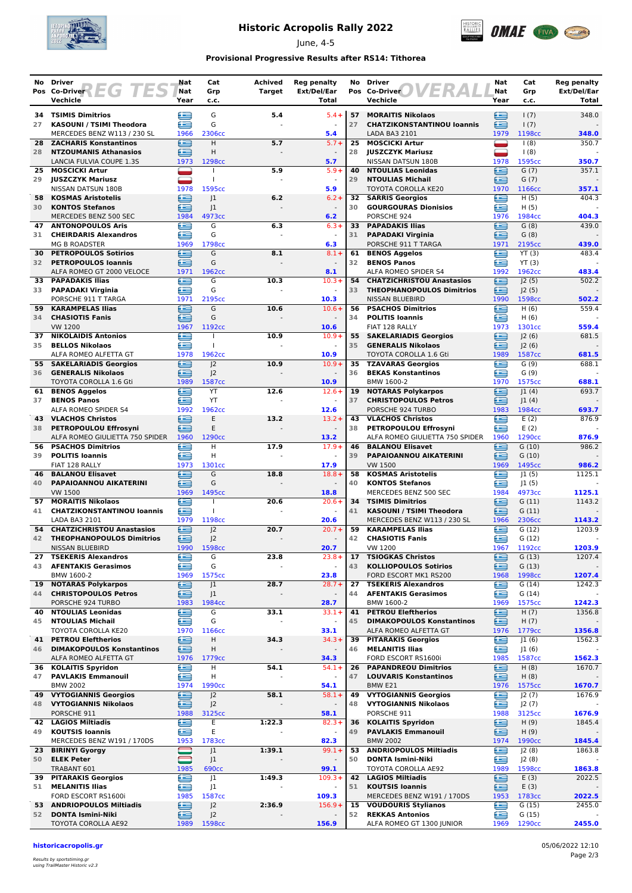# Historic Acropolis Rally 2022

June, 4-5

**Provisional Progressive Results after RS14: Tithorea**

## REG TEST

| No | Pos | Driver / Co-Driver / Vehicle | Nat | Nat | Year | Cat | Grp | c.c. | Achived Target | Reg penalty Ext/Del/Ear Total |
|---|---|---|---|---|---|---|---|---|---|---|
| 34 | 27 | **TSIMIS Dimitrios** / **KASOUNI / TSIMI Theodora** / MERCEDES BENZ W113 / 230 SL | GR | GR | 1966 | G | G | 2306cc | 5.4 | 5.4+ / - / **5.4** |
| 28 | 28 | **ZACHARIS Konstantinos** / **NTZOUMANIS Athanasios** / LANCIA FULVIA COUPE 1.3S | GR | GR | 1973 | H | H | 1298cc | 5.7 | 5.7+ / - / **5.7** |
| 25 | 29 | **MOSCICKI Artur** / **JUSZCZYK Mariusz** / NISSAN DATSUN 180B | PL | PL | 1978 | I | I | 1595cc | 5.9 | 5.9+ / - / **5.9** |
| 58 | 30 | **KOSMAS Aristotelis** / **KONTOS Stefanos** / MERCEDES BENZ 500 SEC | GR | GR | 1984 | J1 | J1 | 4973cc | 6.2 | 6.2+ / - / **6.2** |
| 47 | 31 | **ANTONOPOULOS Aris** / **CHEIRDARIS Alexandros** / MG B ROADSTER | GR | GR | 1969 | G | G | 1798cc | 6.3 | 6.3+ / - / **6.3** |
| 30 | 32 | **PETROPOULOS Sotirios** / **PETROPOULOS Ioannis** / ALFA ROMEO GT 2000 VELOCE | GR | GR | 1971 | G | G | 1962cc | 8.1 | 8.1+ / - / **8.1** |
| 33 | 33 | **PAPADAKIS Ilias** / **PAPADAKI Virginia** / PORSCHE 911 T TARGA | GR | GR | 1971 | G | G | 2195cc | 10.3 | 10.3+ / - / **10.3** |
| 59 | 34 | **KARAMPELAS Ilias** / **CHASIOTIS Fanis** / VW 1200 | GR | GR | 1967 | G | G | 1192cc | 10.6 | 10.6+ / - / **10.6** |
| 37 | 35 | **NIKOLAIDIS Antonios** / **BELLOS Nikolaos** / ALFA ROMEO ALFETTA GT | GR | GR | 1978 | I | I | 1962cc | 10.9 | 10.9+ / - / **10.9** |
| 55 | 36 | **SAKELARIADIS Georgios** / **GENERALIS Nikolaos** / TOYOTA COROLLA 1.6 Gti | GR | GR | 1989 | J2 | J2 | 1587cc | 10.9 | 10.9+ / - / **10.9** |
| 61 | 37 | **BENOS Aggelos** / **BENOS Panos** / ALFA ROMEO SPIDER S4 | GR | GR | 1992 | YT | YT | 1962cc | 12.6 | 12.6+ / - / **12.6** |
| 43 | 38 | **VLACHOS Christos** / **PETROPOULOU Effrosyni** / ALFA ROMEO GIULIETTA 750 SPIDER | GR | GR | 1960 | E | E | 1290cc | 13.2 | 13.2+ / - / **13.2** |
| 56 | 39 | **PSACHOS Dimitrios** / **POLITIS Ioannis** / FIAT 128 RALLY | GR | GR | 1973 | H | H | 1301cc | 17.9 | 17.9+ / - / **17.9** |
| 46 | 40 | **BALANOU Elisavet** / **PAPAIOANNOU AIKATERINI** / VW 1500 | GR | GR | 1969 | G | G | 1495cc | 18.8 | 18.8+ / - / **18.8** |
| 57 | 41 | **MORAITIS Nikolaos** / **CHATZIKONSTANTINOU Ioannis** / LADA BA3 2101 | GR | GR | 1979 | I | I | 1198cc | 20.6 | 20.6+ / - / **20.6** |
| 54 | 42 | **CHATZICHRISTOU Anastasios** / **THEOPHANOPOULOS Dimitrios** / NISSAN BLUEBIRD | GR | GR | 1990 | J2 | J2 | 1598cc | 20.7 | 20.7+ / - / **20.7** |
| 27 | 43 | **TSEKERIS Alexandros** / **AFENTAKIS Gerasimos** / BMW 1600-2 | GR | GR | 1969 | G | G | 1575cc | 23.8 | 23.8+ / - / **23.8** |
| 19 | 44 | **NOTARAS Polykarpos** / **CHRISTOPOULOS Petros** / PORSCHE 924 TURBO | GR | GR | 1983 | J1 | J1 | 1984cc | 28.7 | 28.7+ / - / **28.7** |
| 40 | 45 | **NTOULIAS Leonidas** / **NTOULIAS Michail** / TOYOTA COROLLA KE20 | GR | GR | 1970 | G | G | 1166cc | 33.1 | 33.1+ / - / **33.1** |
| 41 | 46 | **PETROU Eleftherios** / **DIMAKOPOULOS Konstantinos** / ALFA ROMEO ALFETTA GT | GR | GR | 1976 | H | H | 1779cc | 34.3 | 34.3+ / - / **34.3** |
| 36 | 47 | **KOLAITIS Spyridon** / **PAVLAKIS Emmanouil** / BMW 2002 | GR | GR | 1974 | H | H | 1990cc | 54.1 | 54.1+ / - / **54.1** |
| 49 | 48 | **VYTOGIANNIS Georgios** / **VYTOGIANNIS Nikolaos** / PORSCHE 911 | GR | GR | 1988 | J2 | J2 | 3125cc | 58.1 | 58.1+ / - / **58.1** |
| 42 | 49 | **LAGIOS Miltiadis** / **KOUTSIS Ioannis** / MERCEDES BENZ W191 / 170DS | GR | GR | 1953 | E | E | 1783cc | 1:22.3 | 82.3+ / - / **82.3** |
| 23 | 50 | **BIRINYI Gyorgy** / **ELEK Peter** / TRABANT 601 | HU | HU | 1985 | J1 | J1 | 690cc | 1:39.1 | 99.1+ / - / **99.1** |
| 39 | 51 | **PITARAKIS Georgios** / **MELANITIS Ilias** / FORD ESCORT RS1600i | GR | GR | 1985 | J1 | J1 | 1587cc | 1:49.3 | 109.3+ / - / **109.3** |
| 53 | 52 | **ANDRIOPOULOS Miltiadis** / **DONTA Ismini-Niki** / TOYOTA COROLLA AE92 | GR | GR | 1989 | J2 | J2 | 1598cc | 2:36.9 | 156.9+ / - / **156.9** |

## OVERALL

| No | Pos | Driver / Co-Driver / Vehicle | Nat | Nat | Year | Cat | Grp | c.c. | Reg penalty Ext/Del/Ear Total |
|---|---|---|---|---|---|---|---|---|---|
| 57 | 27 | **MORAITIS Nikolaos** / **CHATZIKONSTANTINOU Ioannis** / LADA BA3 2101 | GR | GR | 1979 | I (7) | I (7) | 1198cc | 348.0 / - / **348.0** |
| 25 | 28 | **MOSCICKI Artur** / **JUSZCZYK Mariusz** / NISSAN DATSUN 180B | PL | PL | 1978 | I (8) | I (8) | 1595cc | 350.7 / - / **350.7** |
| 40 | 29 | **NTOULIAS Leonidas** / **NTOULIAS Michail** / TOYOTA COROLLA KE20 | GR | GR | 1970 | G (7) | G (7) | 1166cc | 357.1 / - / **357.1** |
| 32 | 30 | **SARRIS Georgios** / **GOURGOURAS Dionisios** / PORSCHE 924 | GR | GR | 1976 | H (5) | H (5) | 1984cc | 404.3 / - / **404.3** |
| 33 | 31 | **PAPADAKIS Ilias** / **PAPADAKI Virginia** / PORSCHE 911 T TARGA | GR | GR | 1971 | G (8) | G (8) | 2195cc | 439.0 / - / **439.0** |
| 61 | 32 | **BENOS Aggelos** / **BENOS Panos** / ALFA ROMEO SPIDER S4 | GR | GR | 1992 | YT (3) | YT (3) | 1962cc | 483.4 / - / **483.4** |
| 54 | 33 | **CHATZICHRISTOU Anastasios** / **THEOPHANOPOULOS Dimitrios** / NISSAN BLUEBIRD | GR | GR | 1990 | J2 (5) | J2 (5) | 1598cc | 502.2 / - / **502.2** |
| 56 | 34 | **PSACHOS Dimitrios** / **POLITIS Ioannis** / FIAT 128 RALLY | GR | GR | 1973 | H (6) | H (6) | 1301cc | 559.4 / - / **559.4** |
| 55 | 35 | **SAKELARIADIS Georgios** / **GENERALIS Nikolaos** / TOYOTA COROLLA 1.6 Gti | GR | GR | 1989 | J2 (6) | J2 (6) | 1587cc | 681.5 / - / **681.5** |
| 35 | 36 | **TZAVARAS Georgios** / **BEKAS Konstantinos** / BMW 1600-2 | GR | GR | 1970 | G (9) | G (9) | 1575cc | 688.1 / - / **688.1** |
| 19 | 37 | **NOTARAS Polykarpos** / **CHRISTOPOULOS Petros** / PORSCHE 924 TURBO | GR | GR | 1983 | J1 (4) | J1 (4) | 1984cc | 693.7 / - / **693.7** |
| 43 | 38 | **VLACHOS Christos** / **PETROPOULOU Effrosyni** / ALFA ROMEO GIULIETTA 750 SPIDER | GR | GR | 1960 | E (2) | E (2) | 1290cc | 876.9 / - / **876.9** |
| 46 | 39 | **BALANOU Elisavet** / **PAPAIOANNOU AIKATERINI** / VW 1500 | GR | GR | 1969 | G (10) | G (10) | 1495cc | 986.2 / - / **986.2** |
| 58 | 40 | **KOSMAS Aristotelis** / **KONTOS Stefanos** / MERCEDES BENZ 500 SEC | GR | GR | 1984 | J1 (5) | J1 (5) | 4973cc | 1125.1 / - / **1125.1** |
| 34 | 41 | **TSIMIS Dimitrios** / **KASOUNI / TSIMI Theodora** / MERCEDES BENZ W113 / 230 SL | GR | GR | 1966 | G (11) | G (11) | 2306cc | 1143.2 / - / **1143.2** |
| 59 | 42 | **KARAMPELAS Ilias** / **CHASIOTIS Fanis** / VW 1200 | GR | GR | 1967 | G (12) | G (12) | 1192cc | 1203.9 / - / **1203.9** |
| 17 | 43 | **TSIOGKAS Christos** / **KOLLIOPOULOS Sotirios** / FORD ESCORT MK1 RS200 | GR | GR | 1968 | G (13) | G (13) | 1998cc | 1207.4 / - / **1207.4** |
| 27 | 44 | **TSEKERIS Alexandros** / **AFENTAKIS Gerasimos** / BMW 1600-2 | GR | GR | 1969 | G (14) | G (14) | 1575cc | 1242.3 / - / **1242.3** |
| 41 | 45 | **PETROU Eleftherios** / **DIMAKOPOULOS Konstantinos** / ALFA ROMEO ALFETTA GT | GR | GR | 1976 | H (7) | H (7) | 1779cc | 1356.8 / - / **1356.8** |
| 39 | 46 | **PITARAKIS Georgios** / **MELANITIS Ilias** / FORD ESCORT RS1600i | GR | GR | 1985 | J1 (6) | J1 (6) | 1587cc | 1562.3 / - / **1562.3** |
| 26 | 47 | **PAPANDREOU Dimitrios** / **LOUVARIS Konstantinos** / BMW E21 | GR | GR | 1976 | H (8) | H (8) | 1575cc | 1670.7 / - / **1670.7** |
| 49 | 48 | **VYTOGIANNIS Georgios** / **VYTOGIANNIS Nikolaos** / PORSCHE 911 | GR | GR | 1988 | J2 (7) | J2 (7) | 3125cc | 1676.9 / - / **1676.9** |
| 36 | 49 | **KOLAITIS Spyridon** / **PAVLAKIS Emmanouil** / BMW 2002 | GR | GR | 1974 | H (9) | H (9) | 1990cc | 1845.4 / - / **1845.4** |
| 53 | 50 | **ANDRIOPOULOS Miltiadis** / **DONTA Ismini-Niki** / TOYOTA COROLLA AE92 | GR | GR | 1989 | J2 (8) | J2 (8) | 1598cc | 1863.8 / - / **1863.8** |
| 42 | 51 | **LAGIOS Miltiadis** / **KOUTSIS Ioannis** / MERCEDES BENZ W191 / 170DS | GR | GR | 1953 | E (3) | E (3) | 1783cc | 2022.5 / - / **2022.5** |
| 15 | 52 | **VOUDOURIS Stylianos** / **REKKAS Antonios** / ALFA ROMEO GT 1300 JUNIOR | GR | GR | 1969 | G (15) | G (15) | 1290cc | 2455.0 / - / **2455.0** |

historicacropolis.gr

*Results by sportstiming.gr using TrailMaster Historic v2.3*

05/06/2022 12:10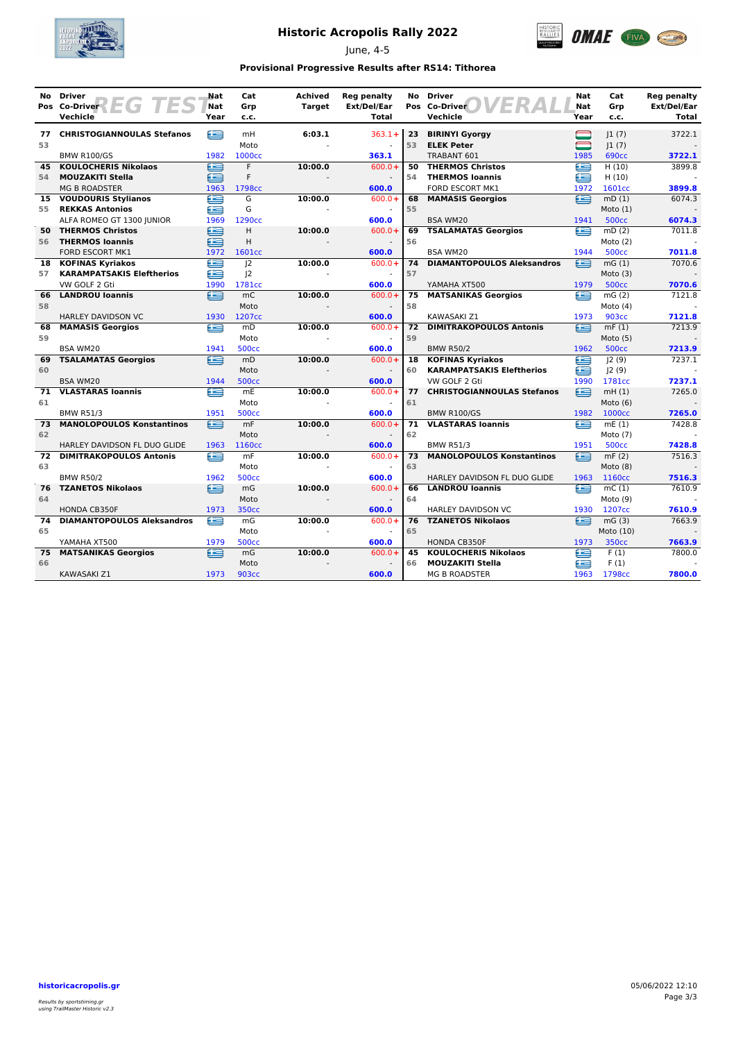# Historic Acropolis Rally 2022

June, 4-5

### Provisional Progressive Results after RS14: Tithorea

**REG TEST**

| No Pos | Driver / Co-Driver / Vechicle | Nat / Nat / Year | Cat / Grp / c.c. | Achived Target | Reg penalty Ext/Del/Ear Total |
|---|---|---|---|---|---|
| 77 / 53 | **CHRISTOGIANNOULAS Stefanos** / BMW R100/GS | GRE / 1982 | mH / Moto / 1000cc | 6:03.1 | 363.1+ / - / **363.1** |
| 45 / 54 | **KOULOCHERIS Nikolaos** / **MOUZAKITI Stella** / MG B ROADSTER | GRE / GRE / 1963 | F / F / 1798cc | 10:00.0 | 600.0+ / - / **600.0** |
| 15 / 55 | **VOUDOURIS Stylianos** / **REKKAS Antonios** / ALFA ROMEO GT 1300 JUNIOR | GRE / GRE / 1969 | G / G / 1290cc | 10:00.0 | 600.0+ / - / **600.0** |
| 50 / 56 | **THERMOS Christos** / **THERMOS Ioannis** / FORD ESCORT MK1 | GRE / GRE / 1972 | H / H / 1601cc | 10:00.0 | 600.0+ / - / **600.0** |
| 18 / 57 | **KOFINAS Kyriakos** / **KARAMPATSAKIS Eleftherios** / VW GOLF 2 Gti | GRE / GRE / 1990 | J2 / J2 / 1781cc | 10:00.0 | 600.0+ / - / **600.0** |
| 66 / 58 | **LANDROU Ioannis** / HARLEY DAVIDSON VC | GRE / 1930 | mC / Moto / 1207cc | 10:00.0 | 600.0+ / - / **600.0** |
| 68 / 59 | **MAMASIS Georgios** / BSA WM20 | GRE / 1941 | mD / Moto / 500cc | 10:00.0 | 600.0+ / - / **600.0** |
| 69 / 60 | **TSALAMATAS Georgios** / BSA WM20 | GRE / 1944 | mD / Moto / 500cc | 10:00.0 | 600.0+ / - / **600.0** |
| 71 / 61 | **VLASTARAS Ioannis** / BMW R51/3 | GRE / 1951 | mE / Moto / 500cc | 10:00.0 | 600.0+ / - / **600.0** |
| 73 / 62 | **MANOLOPOULOS Konstantinos** / HARLEY DAVIDSON FL DUO GLIDE | GRE / 1963 | mF / Moto / 1160cc | 10:00.0 | 600.0+ / - / **600.0** |
| 72 / 63 | **DIMITRAKOPOULOS Antonis** / BMW R50/2 | GRE / 1962 | mF / Moto / 500cc | 10:00.0 | 600.0+ / - / **600.0** |
| 76 / 64 | **TZANETOS Nikolaos** / HONDA CB350F | GRE / 1973 | mG / Moto / 350cc | 10:00.0 | 600.0+ / - / **600.0** |
| 74 / 65 | **DIAMANTOPOULOS Aleksandros** / YAMAHA XT500 | GRE / 1979 | mG / Moto / 500cc | 10:00.0 | 600.0+ / - / **600.0** |
| 75 / 66 | **MATSANIKAS Georgios** / KAWASAKI Z1 | GRE / 1973 | mG / Moto / 903cc | 10:00.0 | 600.0+ / - / **600.0** |

**OVERALL**

| No Pos | Driver / Co-Driver / Vechicle | Nat / Nat / Year | Cat / Grp / c.c. | Reg penalty Ext/Del/Ear Total |
|---|---|---|---|---|
| 23 / 53 | **BIRINYI Gyorgy** / **ELEK Peter** / TRABANT 601 | HUN / HUN / 1985 | J1 (7) / J1 (7) / 690cc | 3722.1 / - / **3722.1** |
| 50 / 54 | **THERMOS Christos** / **THERMOS Ioannis** / FORD ESCORT MK1 | GRE / GRE / 1972 | H (10) / H (10) / 1601cc | 3899.8 / - / **3899.8** |
| 68 / 55 | **MAMASIS Georgios** / BSA WM20 | GRE / 1941 | mD (1) / Moto (1) / 500cc | 6074.3 / - / **6074.3** |
| 69 / 56 | **TSALAMATAS Georgios** / BSA WM20 | GRE / 1944 | mD (2) / Moto (2) / 500cc | 7011.8 / - / **7011.8** |
| 74 / 57 | **DIAMANTOPOULOS Aleksandros** / YAMAHA XT500 | GRE / 1979 | mG (1) / Moto (3) / 500cc | 7070.6 / - / **7070.6** |
| 75 / 58 | **MATSANIKAS Georgios** / KAWASAKI Z1 | GRE / 1973 | mG (2) / Moto (4) / 903cc | 7121.8 / - / **7121.8** |
| 72 / 59 | **DIMITRAKOPOULOS Antonis** / BMW R50/2 | GRE / 1962 | mF (1) / Moto (5) / 500cc | 7213.9 / - / **7213.9** |
| 18 / 60 | **KOFINAS Kyriakos** / **KARAMPATSAKIS Eleftherios** / VW GOLF 2 Gti | GRE / GRE / 1990 | J2 (9) / J2 (9) / 1781cc | 7237.1 / - / **7237.1** |
| 77 / 61 | **CHRISTOGIANNOULAS Stefanos** / BMW R100/GS | GRE / 1982 | mH (1) / Moto (6) / 1000cc | 7265.0 / - / **7265.0** |
| 71 / 62 | **VLASTARAS Ioannis** / BMW R51/3 | GRE / 1951 | mE (1) / Moto (7) / 500cc | 7428.8 / - / **7428.8** |
| 73 / 63 | **MANOLOPOULOS Konstantinos** / HARLEY DAVIDSON FL DUO GLIDE | GRE / 1963 | mF (2) / Moto (8) / 1160cc | 7516.3 / - / **7516.3** |
| 66 / 64 | **LANDROU Ioannis** / HARLEY DAVIDSON VC | GRE / 1930 | mC (1) / Moto (9) / 1207cc | 7610.9 / - / **7610.9** |
| 76 / 65 | **TZANETOS Nikolaos** / HONDA CB350F | GRE / 1973 | mG (3) / Moto (10) / 350cc | 7663.9 / - / **7663.9** |
| 45 / 66 | **KOULOCHERIS Nikolaos** / **MOUZAKITI Stella** / MG B ROADSTER | GRE / GRE / 1963 | F (1) / F (1) / 1798cc | 7800.0 / - / **7800.0** |

**historicacropolis.gr**

05/06/2022 12:10

*Results by sportstiming.gr*
*using TrailMaster Historic v2.3*